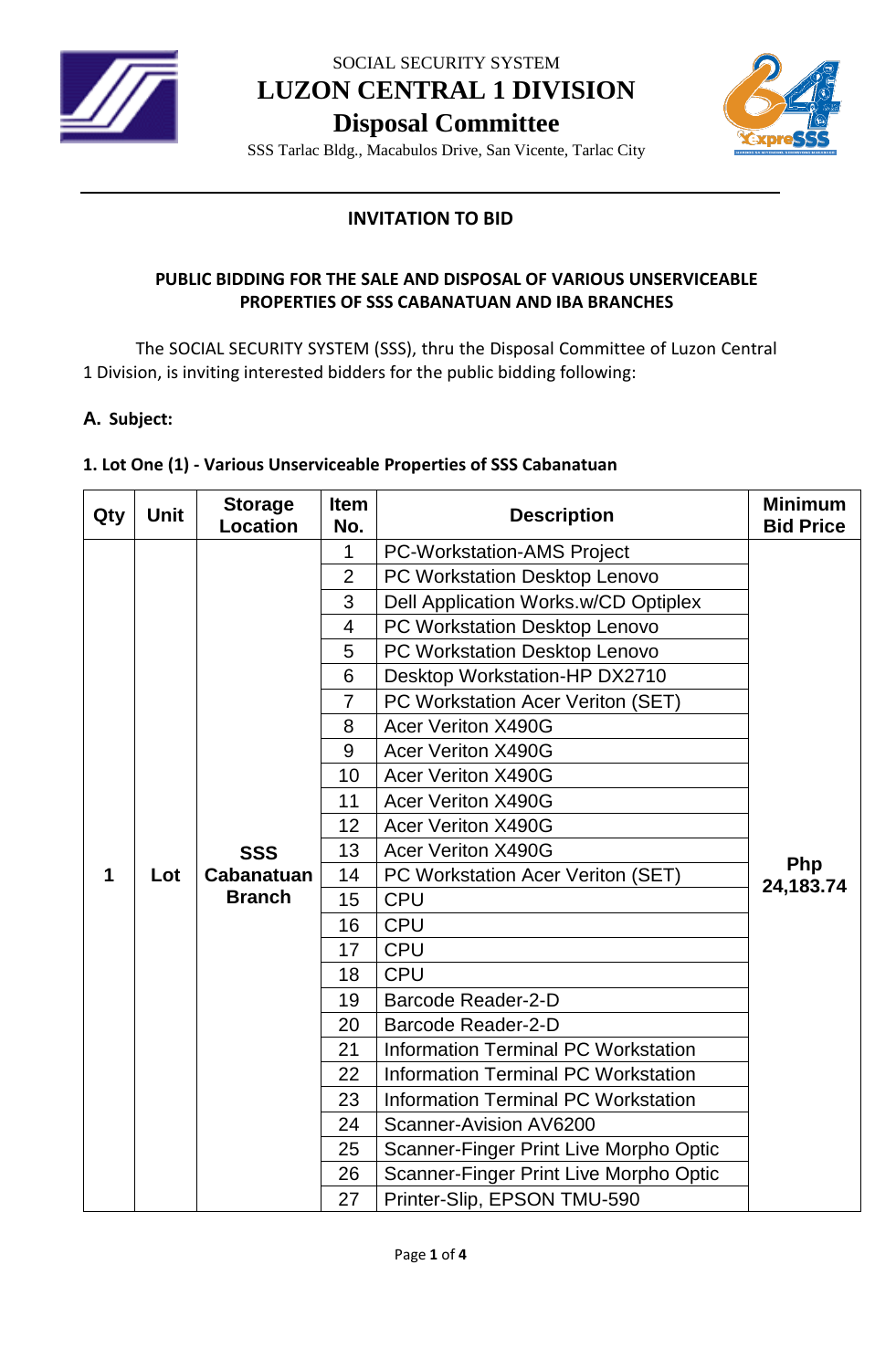SOCIAL SECURITY SYSTEM

# LUZON CENTRAL 1 DIVISION

# Disposal Committee

SSS Tarlac Bldg., Macabulos Drive, San Vicente, Tarlac City

## INVITATION TO BID

### PUBLIC BIDDING FOR THE SALE AND DISPOSAL OF VARIOUS UNSERVICEABLE PROPERTIES OF SSS CABANATUAN AND IBA BRANCHES

The SOCIAL SECURITY SYSTEM (SSS), thru the Disposal Committee of Luzon Central 1 Division, is inviting interested bidders for the public bidding following:

**A. Subject:**

**1. Lot One (1) - Various Unserviceable Properties of SSS Cabanatuan**

| Qty | Unit | Storage Location | Item No. | Description | Minimum Bid Price |
|---|---|---|---|---|---|
| 1 | Lot | SSS Cabanatuan Branch | 1 | PC-Workstation-AMS Project | Php 24,183.74 |
| | | | 2 | PC Workstation Desktop Lenovo | |
| | | | 3 | Dell Application Works.w/CD Optiplex | |
| | | | 4 | PC Workstation Desktop Lenovo | |
| | | | 5 | PC Workstation Desktop Lenovo | |
| | | | 6 | Desktop Workstation-HP DX2710 | |
| | | | 7 | PC Workstation Acer Veriton (SET) | |
| | | | 8 | Acer Veriton X490G | |
| | | | 9 | Acer Veriton X490G | |
| | | | 10 | Acer Veriton X490G | |
| | | | 11 | Acer Veriton X490G | |
| | | | 12 | Acer Veriton X490G | |
| | | | 13 | Acer Veriton X490G | |
| | | | 14 | PC Workstation Acer Veriton (SET) | |
| | | | 15 | CPU | |
| | | | 16 | CPU | |
| | | | 17 | CPU | |
| | | | 18 | CPU | |
| | | | 19 | Barcode Reader-2-D | |
| | | | 20 | Barcode Reader-2-D | |
| | | | 21 | Information Terminal PC Workstation | |
| | | | 22 | Information Terminal PC Workstation | |
| | | | 23 | Information Terminal PC Workstation | |
| | | | 24 | Scanner-Avision AV6200 | |
| | | | 25 | Scanner-Finger Print Live Morpho Optic | |
| | | | 26 | Scanner-Finger Print Live Morpho Optic | |
| | | | 27 | Printer-Slip, EPSON TMU-590 | |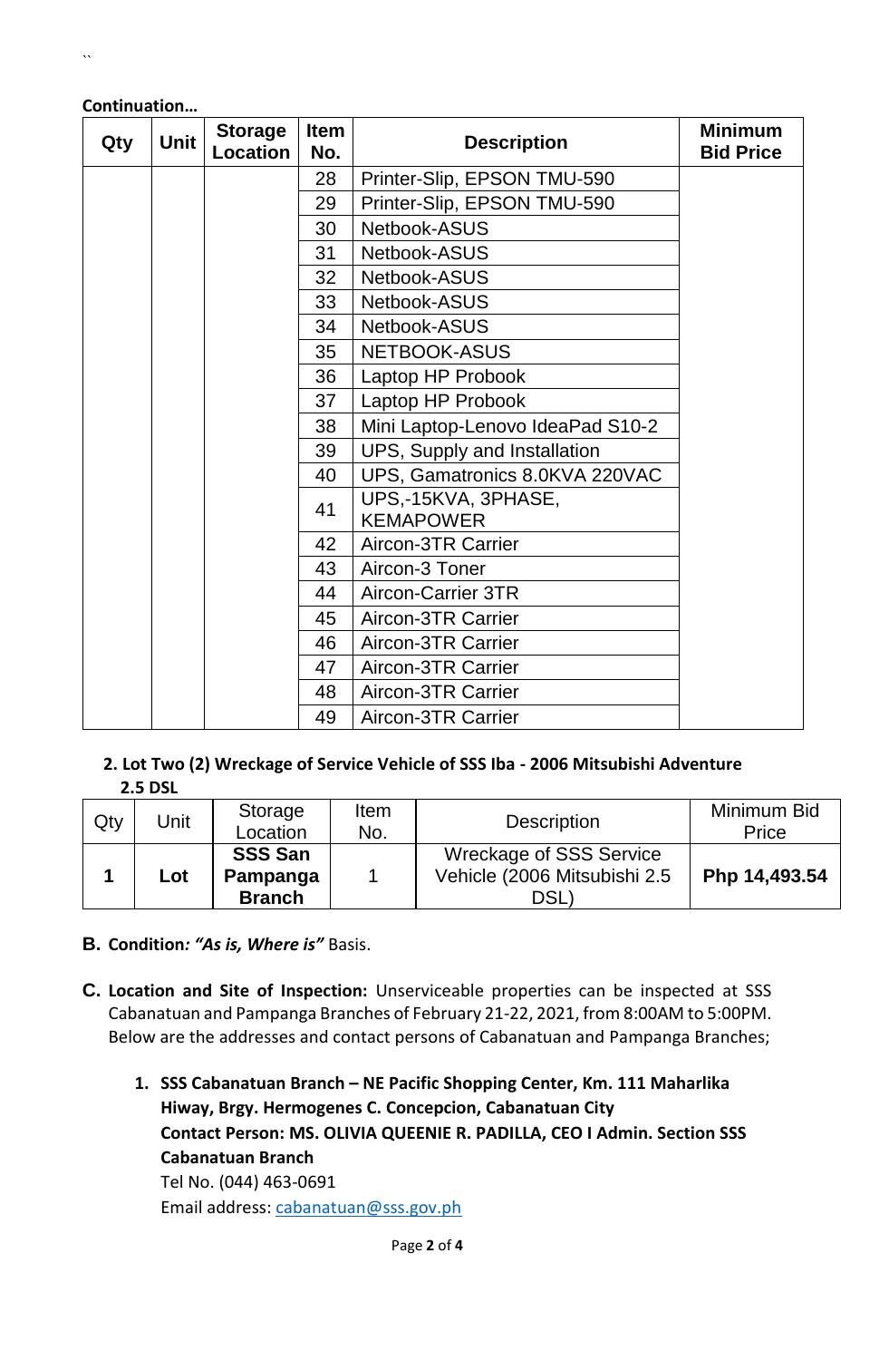**Continuation…**

| Qty | Unit | Storage Location | Item No. | Description | Minimum Bid Price |
|---|---|---|---|---|---|
| | | | 28 | Printer-Slip, EPSON TMU-590 | |
| | | | 29 | Printer-Slip, EPSON TMU-590 | |
| | | | 30 | Netbook-ASUS | |
| | | | 31 | Netbook-ASUS | |
| | | | 32 | Netbook-ASUS | |
| | | | 33 | Netbook-ASUS | |
| | | | 34 | Netbook-ASUS | |
| | | | 35 | NETBOOK-ASUS | |
| | | | 36 | Laptop HP Probook | |
| | | | 37 | Laptop HP Probook | |
| | | | 38 | Mini Laptop-Lenovo IdeaPad S10-2 | |
| | | | 39 | UPS, Supply and Installation | |
| | | | 40 | UPS, Gamatronics 8.0KVA 220VAC | |
| | | | 41 | UPS,-15KVA, 3PHASE, KEMAPOWER | |
| | | | 42 | Aircon-3TR Carrier | |
| | | | 43 | Aircon-3 Toner | |
| | | | 44 | Aircon-Carrier 3TR | |
| | | | 45 | Aircon-3TR Carrier | |
| | | | 46 | Aircon-3TR Carrier | |
| | | | 47 | Aircon-3TR Carrier | |
| | | | 48 | Aircon-3TR Carrier | |
| | | | 49 | Aircon-3TR Carrier | |

**2. Lot Two (2) Wreckage of Service Vehicle of SSS Iba - 2006 Mitsubishi Adventure 2.5 DSL**

| Qty | Unit | Storage Location | Item No. | Description | Minimum Bid Price |
|---|---|---|---|---|---|
| **1** | **Lot** | **SSS San Pampanga Branch** | 1 | Wreckage of SSS Service Vehicle (2006 Mitsubishi 2.5 DSL) | **Php 14,493.54** |

**B. Condition***: "As is, Where is"* Basis.

**C. Location and Site of Inspection:** Unserviceable properties can be inspected at SSS Cabanatuan and Pampanga Branches of February 21-22, 2021, from 8:00AM to 5:00PM. Below are the addresses and contact persons of Cabanatuan and Pampanga Branches;

1. **SSS Cabanatuan Branch – NE Pacific Shopping Center, Km. 111 Maharlika Hiway, Brgy. Hermogenes C. Concepcion, Cabanatuan City**
   **Contact Person: MS. OLIVIA QUEENIE R. PADILLA, CEO I Admin. Section SSS Cabanatuan Branch**
   Tel No. (044) 463-0691
   Email address: cabanatuan@sss.gov.ph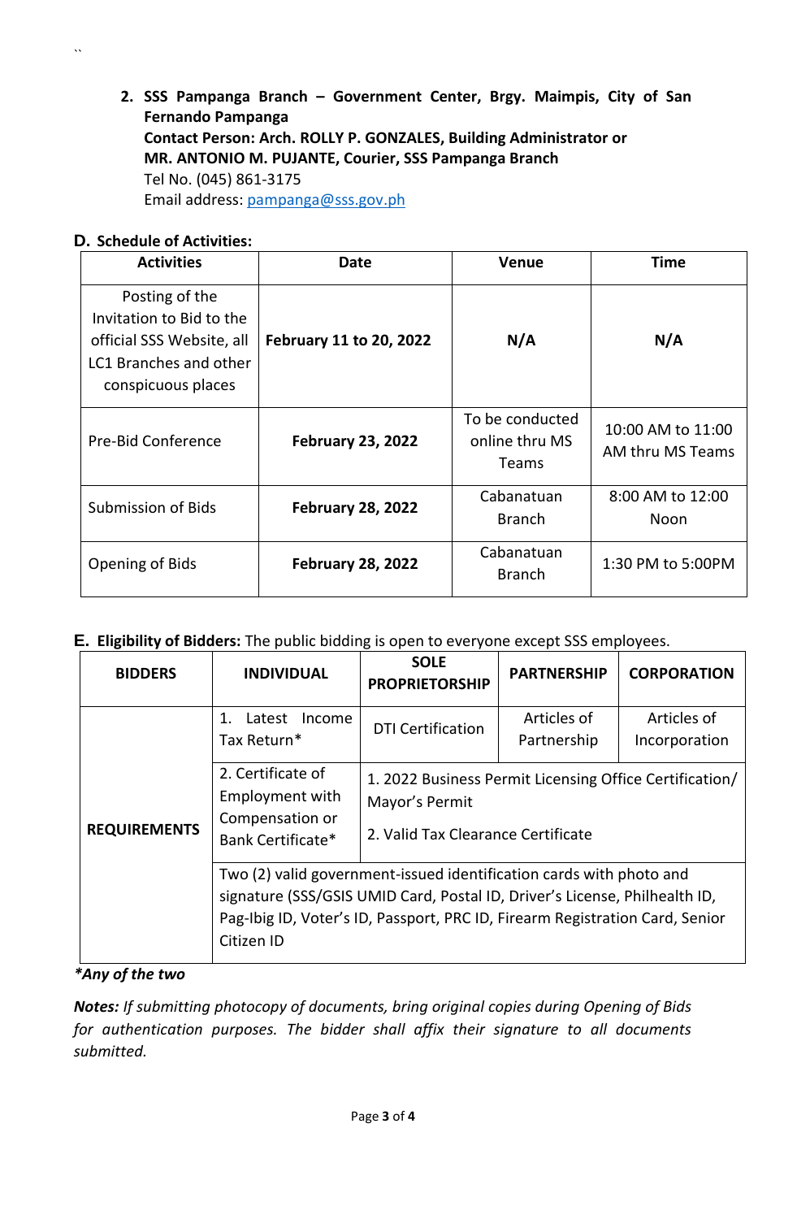2. **SSS Pampanga Branch – Government Center, Brgy. Maimpis, City of San Fernando Pampanga**
   **Contact Person: Arch. ROLLY P. GONZALES, Building Administrator or**
   **MR. ANTONIO M. PUJANTE, Courier, SSS Pampanga Branch**
   Tel No. (045) 861-3175
   Email address: pampanga@sss.gov.ph

**D. Schedule of Activities:**

| Activities | Date | Venue | Time |
|---|---|---|---|
| Posting of the Invitation to Bid to the official SSS Website, all LC1 Branches and other conspicuous places | **February 11 to 20, 2022** | **N/A** | **N/A** |
| Pre-Bid Conference | **February 23, 2022** | To be conducted online thru MS Teams | 10:00 AM to 11:00 AM thru MS Teams |
| Submission of Bids | **February 28, 2022** | Cabanatuan Branch | 8:00 AM to 12:00 Noon |
| Opening of Bids | **February 28, 2022** | Cabanatuan Branch | 1:30 PM to 5:00PM |

**E. Eligibility of Bidders:** The public bidding is open to everyone except SSS employees.

| BIDDERS | INDIVIDUAL | SOLE PROPRIETORSHIP | PARTNERSHIP | CORPORATION |
|---|---|---|---|---|
| **REQUIREMENTS** | 1. Latest Income Tax Return* | DTI Certification | Articles of Partnership | Articles of Incorporation |
| | 2. Certificate of Employment with Compensation or Bank Certificate* | 1. 2022 Business Permit Licensing Office Certification/ Mayor's Permit<br>2. Valid Tax Clearance Certificate | | |
| | Two (2) valid government-issued identification cards with photo and signature (SSS/GSIS UMID Card, Postal ID, Driver's License, Philhealth ID, Pag-Ibig ID, Voter's ID, Passport, PRC ID, Firearm Registration Card, Senior Citizen ID | | | |

***Any of the two**

***Notes:*** *If submitting photocopy of documents, bring original copies during Opening of Bids for authentication purposes. The bidder shall affix their signature to all documents submitted.*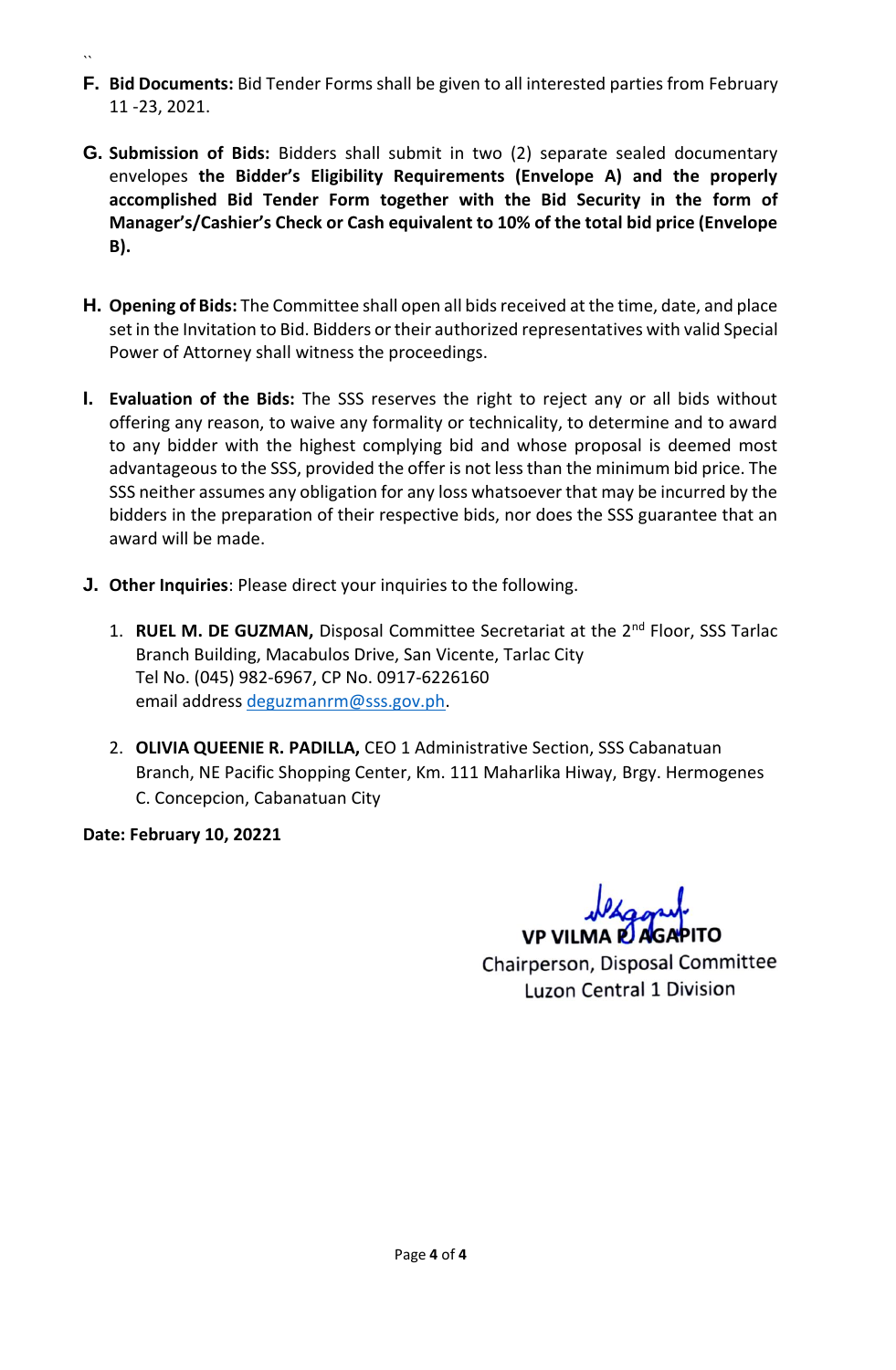``

**F. Bid Documents:** Bid Tender Forms shall be given to all interested parties from February 11 -23, 2021.

**G. Submission of Bids:** Bidders shall submit in two (2) separate sealed documentary envelopes **the Bidder's Eligibility Requirements (Envelope A) and the properly accomplished Bid Tender Form together with the Bid Security in the form of Manager's/Cashier's Check or Cash equivalent to 10% of the total bid price (Envelope B).**

**H. Opening of Bids:** The Committee shall open all bids received at the time, date, and place set in the Invitation to Bid. Bidders or their authorized representatives with valid Special Power of Attorney shall witness the proceedings.

**I. Evaluation of the Bids:** The SSS reserves the right to reject any or all bids without offering any reason, to waive any formality or technicality, to determine and to award to any bidder with the highest complying bid and whose proposal is deemed most advantageous to the SSS, provided the offer is not less than the minimum bid price. The SSS neither assumes any obligation for any loss whatsoever that may be incurred by the bidders in the preparation of their respective bids, nor does the SSS guarantee that an award will be made.

**J. Other Inquiries**: Please direct your inquiries to the following.

1. **RUEL M. DE GUZMAN,** Disposal Committee Secretariat at the 2nd Floor, SSS Tarlac Branch Building, Macabulos Drive, San Vicente, Tarlac City
   Tel No. (045) 982-6967, CP No. 0917-6226160
   email address deguzmanrm@sss.gov.ph.

2. **OLIVIA QUEENIE R. PADILLA,** CEO 1 Administrative Section, SSS Cabanatuan Branch, NE Pacific Shopping Center, Km. 111 Maharlika Hiway, Brgy. Hermogenes C. Concepcion, Cabanatuan City

**Date: February 10, 20221**

**VP VILMA R. AGAPITO**
Chairperson, Disposal Committee
Luzon Central 1 Division